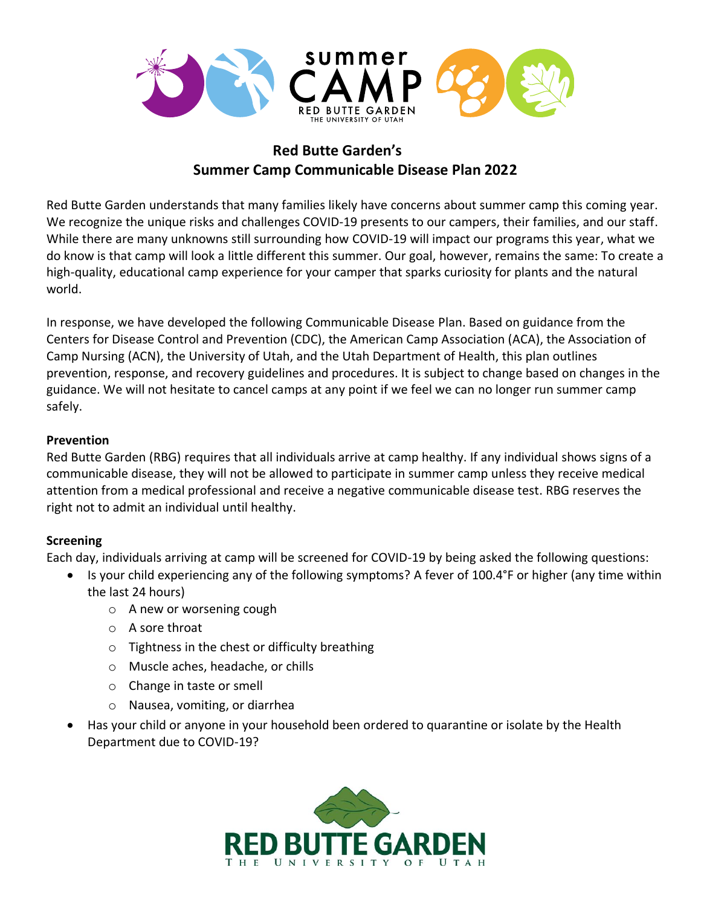# Red Butte Garden's
# Summer Camp Communicable Disease Plan 2022

Red Butte Garden understands that many families likely have concerns about summer camp this coming year. We recognize the unique risks and challenges COVID-19 presents to our campers, their families, and our staff. While there are many unknowns still surrounding how COVID-19 will impact our programs this year, what we do know is that camp will look a little different this summer. Our goal, however, remains the same: To create a high-quality, educational camp experience for your camper that sparks curiosity for plants and the natural world.

In response, we have developed the following Communicable Disease Plan. Based on guidance from the Centers for Disease Control and Prevention (CDC), the American Camp Association (ACA), the Association of Camp Nursing (ACN), the University of Utah, and the Utah Department of Health, this plan outlines prevention, response, and recovery guidelines and procedures. It is subject to change based on changes in the guidance. We will not hesitate to cancel camps at any point if we feel we can no longer run summer camp safely.

**Prevention**

Red Butte Garden (RBG) requires that all individuals arrive at camp healthy. If any individual shows signs of a communicable disease, they will not be allowed to participate in summer camp unless they receive medical attention from a medical professional and receive a negative communicable disease test. RBG reserves the right not to admit an individual until healthy.

**Screening**

Each day, individuals arriving at camp will be screened for COVID-19 by being asked the following questions:

- Is your child experiencing any of the following symptoms? A fever of 100.4°F or higher (any time within the last 24 hours)
  - A new or worsening cough
  - A sore throat
  - Tightness in the chest or difficulty breathing
  - Muscle aches, headache, or chills
  - Change in taste or smell
  - Nausea, vomiting, or diarrhea
- Has your child or anyone in your household been ordered to quarantine or isolate by the Health Department due to COVID-19?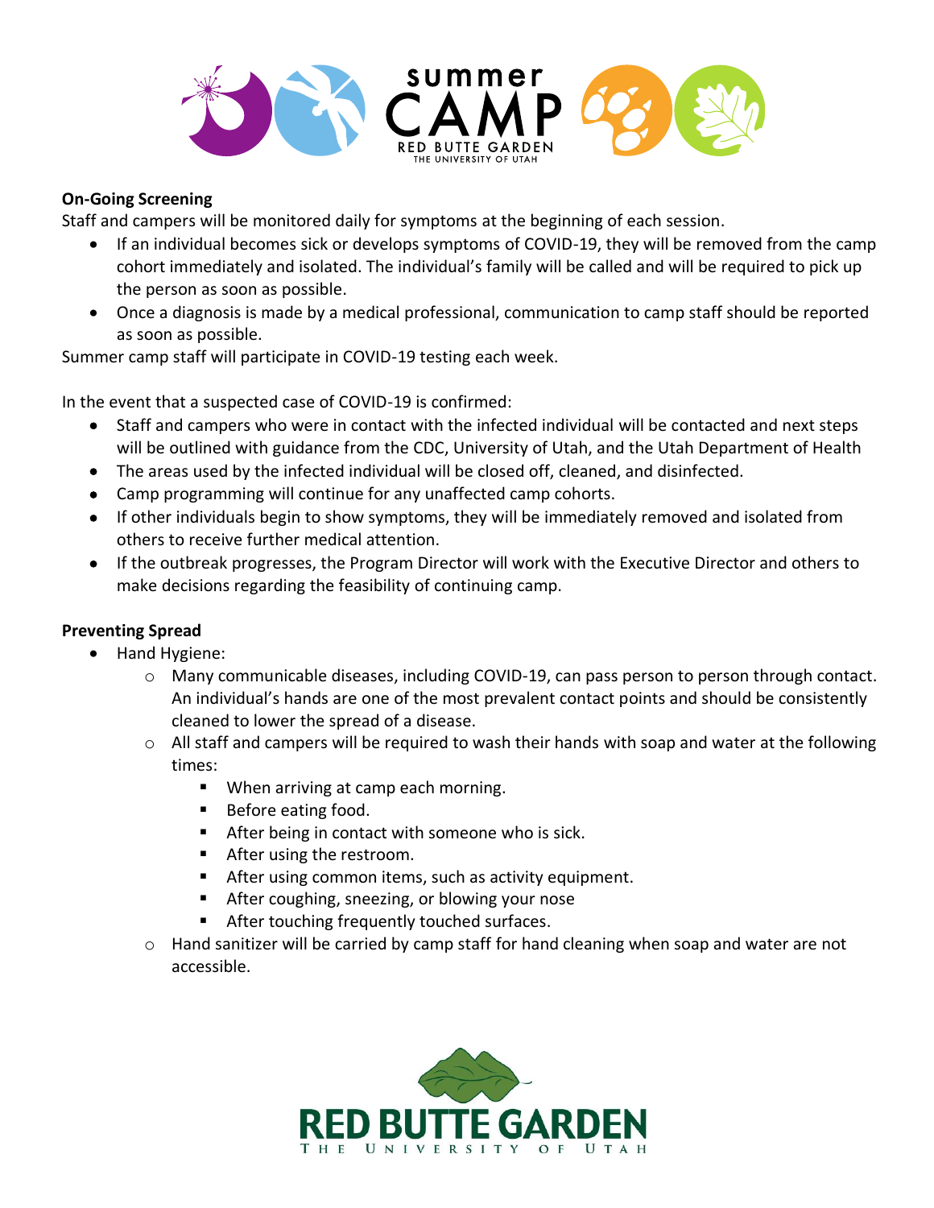**On-Going Screening**

Staff and campers will be monitored daily for symptoms at the beginning of each session.

- If an individual becomes sick or develops symptoms of COVID-19, they will be removed from the camp cohort immediately and isolated. The individual's family will be called and will be required to pick up the person as soon as possible.
- Once a diagnosis is made by a medical professional, communication to camp staff should be reported as soon as possible.

Summer camp staff will participate in COVID-19 testing each week.

In the event that a suspected case of COVID-19 is confirmed:

- Staff and campers who were in contact with the infected individual will be contacted and next steps will be outlined with guidance from the CDC, University of Utah, and the Utah Department of Health
- The areas used by the infected individual will be closed off, cleaned, and disinfected.
- Camp programming will continue for any unaffected camp cohorts.
- If other individuals begin to show symptoms, they will be immediately removed and isolated from others to receive further medical attention.
- If the outbreak progresses, the Program Director will work with the Executive Director and others to make decisions regarding the feasibility of continuing camp.

**Preventing Spread**

- Hand Hygiene:
  - Many communicable diseases, including COVID-19, can pass person to person through contact. An individual's hands are one of the most prevalent contact points and should be consistently cleaned to lower the spread of a disease.
  - All staff and campers will be required to wash their hands with soap and water at the following times:
    - When arriving at camp each morning.
    - Before eating food.
    - After being in contact with someone who is sick.
    - After using the restroom.
    - After using common items, such as activity equipment.
    - After coughing, sneezing, or blowing your nose
    - After touching frequently touched surfaces.
  - Hand sanitizer will be carried by camp staff for hand cleaning when soap and water are not accessible.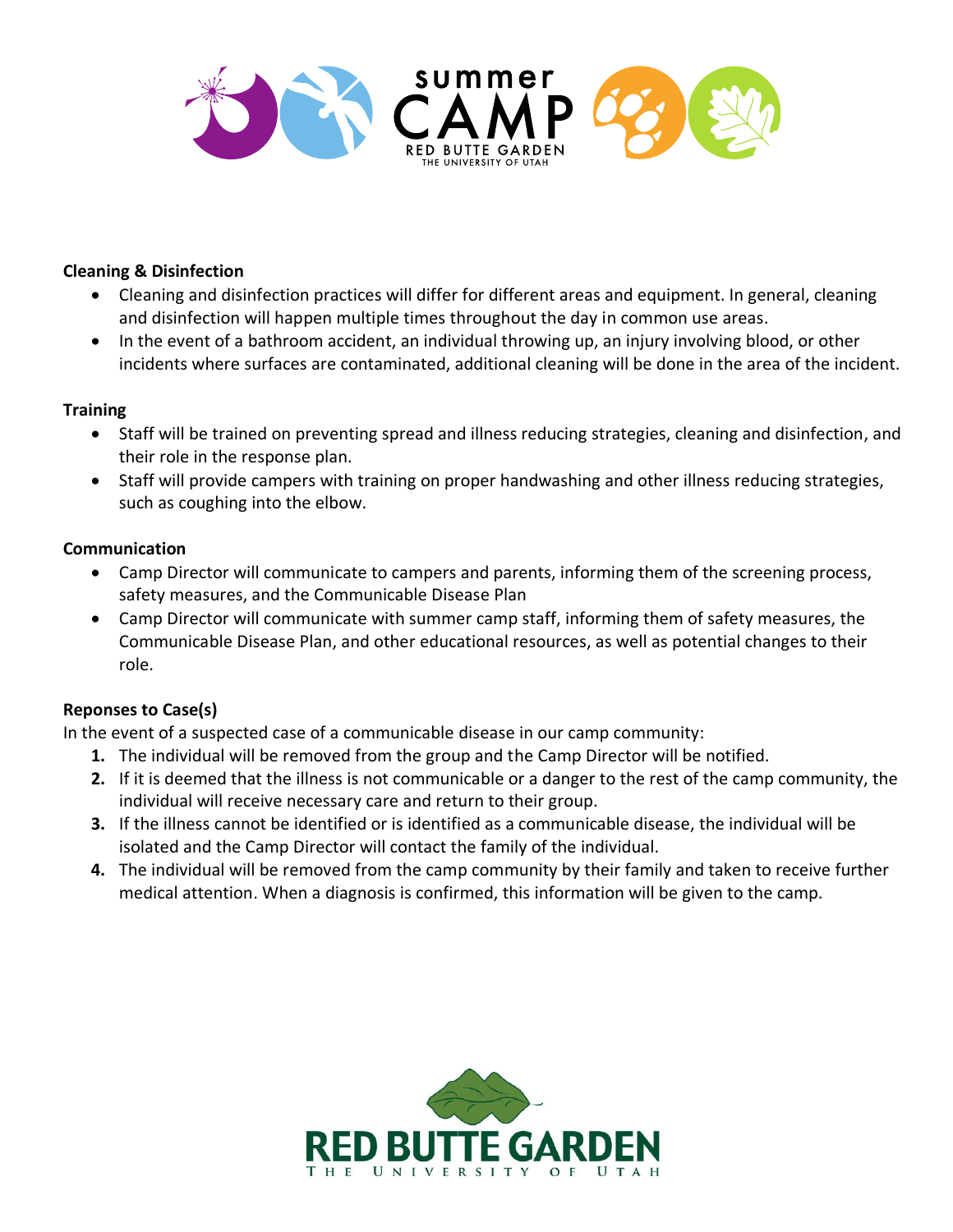**Cleaning & Disinfection**

- Cleaning and disinfection practices will differ for different areas and equipment. In general, cleaning and disinfection will happen multiple times throughout the day in common use areas.
- In the event of a bathroom accident, an individual throwing up, an injury involving blood, or other incidents where surfaces are contaminated, additional cleaning will be done in the area of the incident.

**Training**

- Staff will be trained on preventing spread and illness reducing strategies, cleaning and disinfection, and their role in the response plan.
- Staff will provide campers with training on proper handwashing and other illness reducing strategies, such as coughing into the elbow.

**Communication**

- Camp Director will communicate to campers and parents, informing them of the screening process, safety measures, and the Communicable Disease Plan
- Camp Director will communicate with summer camp staff, informing them of safety measures, the Communicable Disease Plan, and other educational resources, as well as potential changes to their role.

**Reponses to Case(s)**

In the event of a suspected case of a communicable disease in our camp community:

1. The individual will be removed from the group and the Camp Director will be notified.
2. If it is deemed that the illness is not communicable or a danger to the rest of the camp community, the individual will receive necessary care and return to their group.
3. If the illness cannot be identified or is identified as a communicable disease, the individual will be isolated and the Camp Director will contact the family of the individual.
4. The individual will be removed from the camp community by their family and taken to receive further medical attention. When a diagnosis is confirmed, this information will be given to the camp.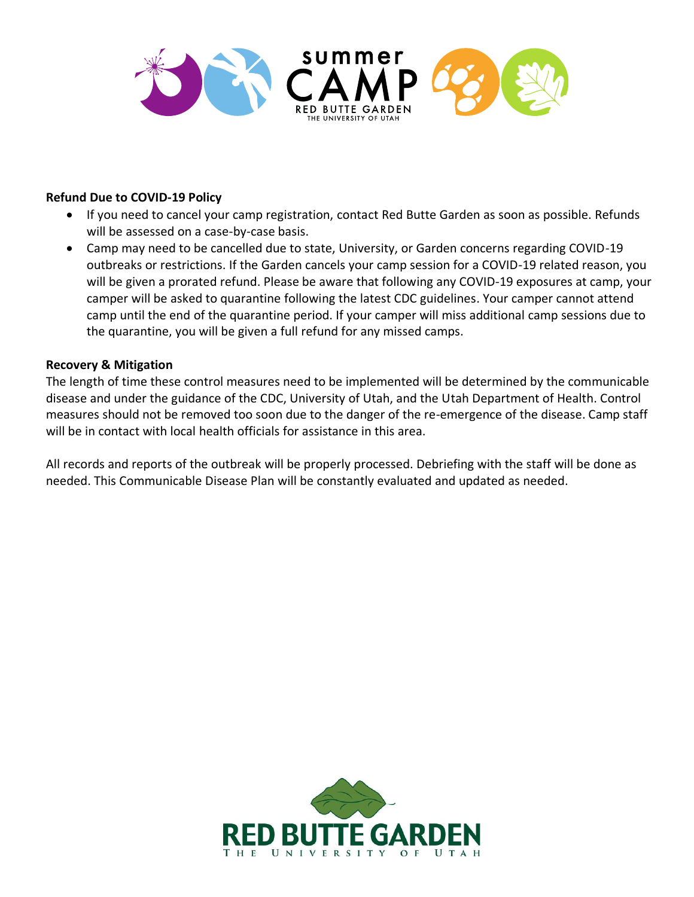**Refund Due to COVID-19 Policy**

- If you need to cancel your camp registration, contact Red Butte Garden as soon as possible. Refunds will be assessed on a case-by-case basis.
- Camp may need to be cancelled due to state, University, or Garden concerns regarding COVID-19 outbreaks or restrictions. If the Garden cancels your camp session for a COVID-19 related reason, you will be given a prorated refund. Please be aware that following any COVID-19 exposures at camp, your camper will be asked to quarantine following the latest CDC guidelines. Your camper cannot attend camp until the end of the quarantine period. If your camper will miss additional camp sessions due to the quarantine, you will be given a full refund for any missed camps.

**Recovery & Mitigation**

The length of time these control measures need to be implemented will be determined by the communicable disease and under the guidance of the CDC, University of Utah, and the Utah Department of Health. Control measures should not be removed too soon due to the danger of the re-emergence of the disease. Camp staff will be in contact with local health officials for assistance in this area.

All records and reports of the outbreak will be properly processed. Debriefing with the staff will be done as needed. This Communicable Disease Plan will be constantly evaluated and updated as needed.